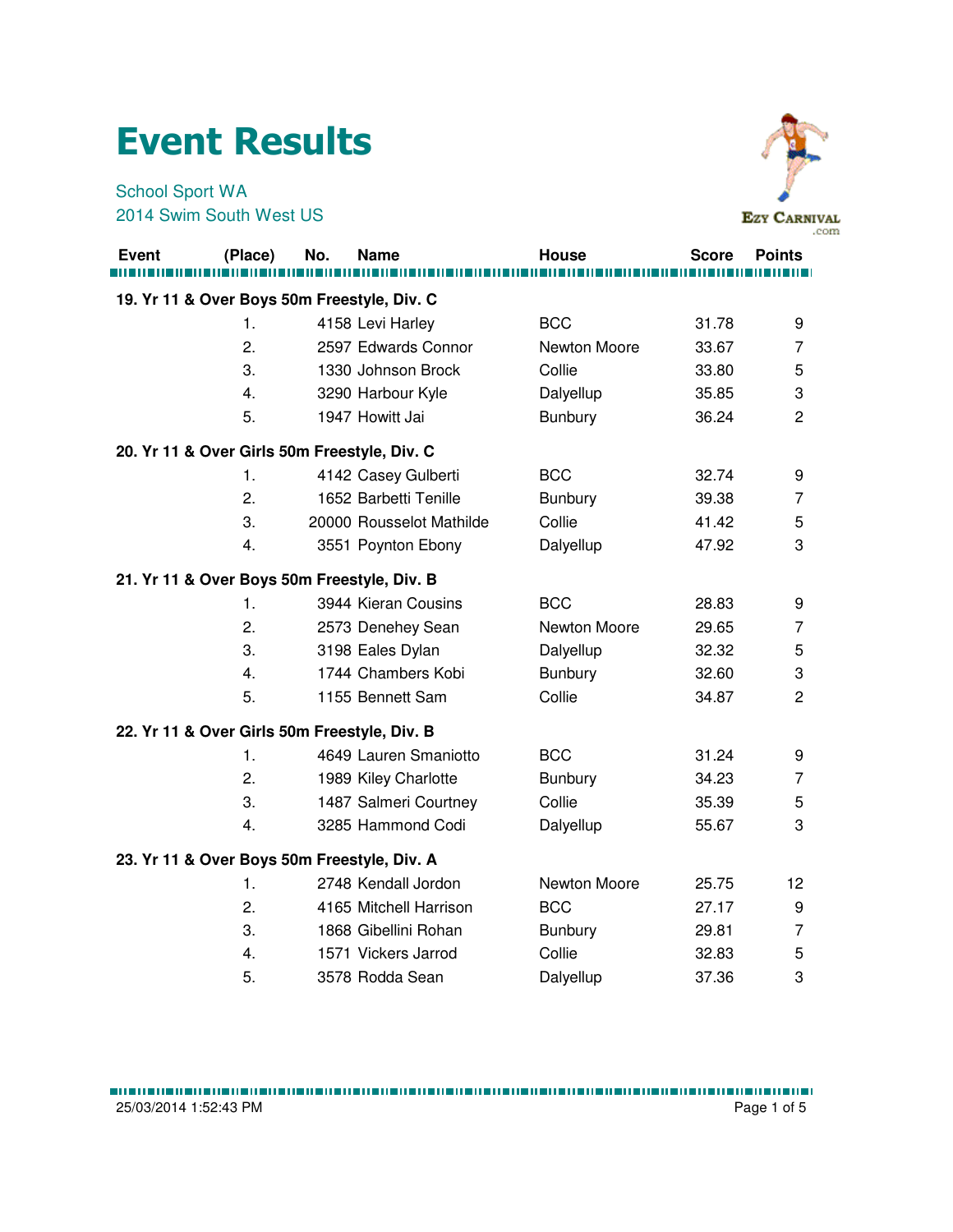# Event Results

School Sport WA
2014 Swim South West US

| Event | (Place) | No. | Name | House | Score | Points |
|---|---|---|---|---|---|---|
| **19. Yr 11 & Over Boys 50m Freestyle, Div. C** | | | | | | |
| | 1. | 4158 | Levi Harley | BCC | 31.78 | 9 |
| | 2. | 2597 | Edwards Connor | Newton Moore | 33.67 | 7 |
| | 3. | 1330 | Johnson Brock | Collie | 33.80 | 5 |
| | 4. | 3290 | Harbour Kyle | Dalyellup | 35.85 | 3 |
| | 5. | 1947 | Howitt Jai | Bunbury | 36.24 | 2 |
| **20. Yr 11 & Over Girls 50m Freestyle, Div. C** | | | | | | |
| | 1. | 4142 | Casey Gulberti | BCC | 32.74 | 9 |
| | 2. | 1652 | Barbetti Tenille | Bunbury | 39.38 | 7 |
| | 3. | 20000 | Rousselot Mathilde | Collie | 41.42 | 5 |
| | 4. | 3551 | Poynton Ebony | Dalyellup | 47.92 | 3 |
| **21. Yr 11 & Over Boys 50m Freestyle, Div. B** | | | | | | |
| | 1. | 3944 | Kieran Cousins | BCC | 28.83 | 9 |
| | 2. | 2573 | Denehey Sean | Newton Moore | 29.65 | 7 |
| | 3. | 3198 | Eales Dylan | Dalyellup | 32.32 | 5 |
| | 4. | 1744 | Chambers Kobi | Bunbury | 32.60 | 3 |
| | 5. | 1155 | Bennett Sam | Collie | 34.87 | 2 |
| **22. Yr 11 & Over Girls 50m Freestyle, Div. B** | | | | | | |
| | 1. | 4649 | Lauren Smaniotto | BCC | 31.24 | 9 |
| | 2. | 1989 | Kiley Charlotte | Bunbury | 34.23 | 7 |
| | 3. | 1487 | Salmeri Courtney | Collie | 35.39 | 5 |
| | 4. | 3285 | Hammond Codi | Dalyellup | 55.67 | 3 |
| **23. Yr 11 & Over Boys 50m Freestyle, Div. A** | | | | | | |
| | 1. | 2748 | Kendall Jordon | Newton Moore | 25.75 | 12 |
| | 2. | 4165 | Mitchell Harrison | BCC | 27.17 | 9 |
| | 3. | 1868 | Gibellini Rohan | Bunbury | 29.81 | 7 |
| | 4. | 1571 | Vickers Jarrod | Collie | 32.83 | 5 |
| | 5. | 3578 | Rodda Sean | Dalyellup | 37.36 | 3 |

25/03/2014 1:52:43 PM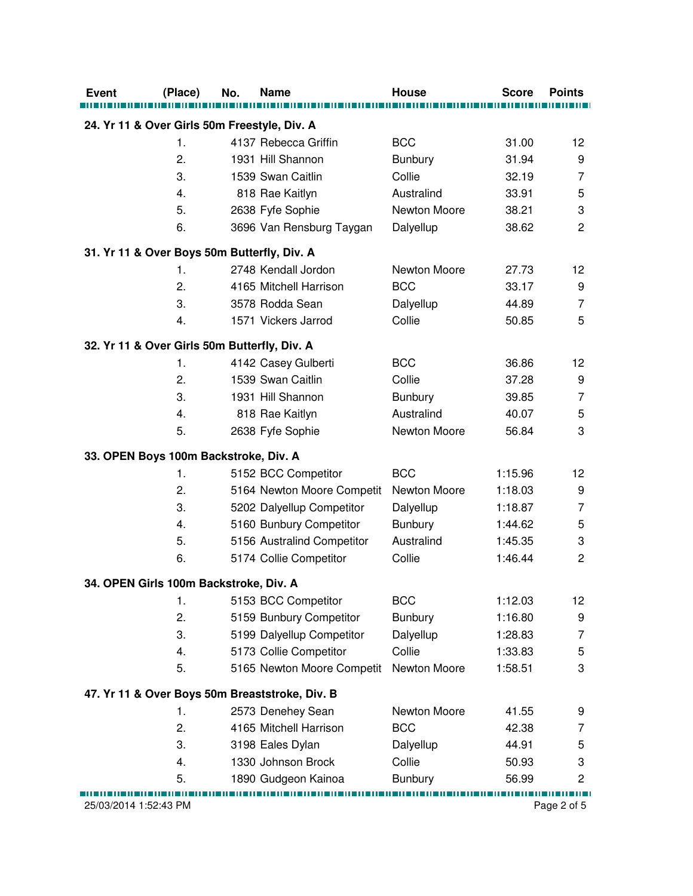| Event | (Place) | No. | Name | House | Score | Points |
|---|---|---|---|---|---|---|
| **24. Yr 11 & Over Girls 50m Freestyle, Div. A** | | | | | | |
| | 1. | 4137 | Rebecca Griffin | BCC | 31.00 | 12 |
| | 2. | 1931 | Hill Shannon | Bunbury | 31.94 | 9 |
| | 3. | 1539 | Swan Caitlin | Collie | 32.19 | 7 |
| | 4. | 818 | Rae Kaitlyn | Australind | 33.91 | 5 |
| | 5. | 2638 | Fyfe Sophie | Newton Moore | 38.21 | 3 |
| | 6. | 3696 | Van Rensburg Taygan | Dalyellup | 38.62 | 2 |
| **31. Yr 11 & Over Boys 50m Butterfly, Div. A** | | | | | | |
| | 1. | 2748 | Kendall Jordon | Newton Moore | 27.73 | 12 |
| | 2. | 4165 | Mitchell Harrison | BCC | 33.17 | 9 |
| | 3. | 3578 | Rodda Sean | Dalyellup | 44.89 | 7 |
| | 4. | 1571 | Vickers Jarrod | Collie | 50.85 | 5 |
| **32. Yr 11 & Over Girls 50m Butterfly, Div. A** | | | | | | |
| | 1. | 4142 | Casey Gulberti | BCC | 36.86 | 12 |
| | 2. | 1539 | Swan Caitlin | Collie | 37.28 | 9 |
| | 3. | 1931 | Hill Shannon | Bunbury | 39.85 | 7 |
| | 4. | 818 | Rae Kaitlyn | Australind | 40.07 | 5 |
| | 5. | 2638 | Fyfe Sophie | Newton Moore | 56.84 | 3 |
| **33. OPEN Boys 100m Backstroke, Div. A** | | | | | | |
| | 1. | 5152 | BCC Competitor | BCC | 1:15.96 | 12 |
| | 2. | 5164 | Newton Moore Competit | Newton Moore | 1:18.03 | 9 |
| | 3. | 5202 | Dalyellup Competitor | Dalyellup | 1:18.87 | 7 |
| | 4. | 5160 | Bunbury Competitor | Bunbury | 1:44.62 | 5 |
| | 5. | 5156 | Australind Competitor | Australind | 1:45.35 | 3 |
| | 6. | 5174 | Collie Competitor | Collie | 1:46.44 | 2 |
| **34. OPEN Girls 100m Backstroke, Div. A** | | | | | | |
| | 1. | 5153 | BCC Competitor | BCC | 1:12.03 | 12 |
| | 2. | 5159 | Bunbury Competitor | Bunbury | 1:16.80 | 9 |
| | 3. | 5199 | Dalyellup Competitor | Dalyellup | 1:28.83 | 7 |
| | 4. | 5173 | Collie Competitor | Collie | 1:33.83 | 5 |
| | 5. | 5165 | Newton Moore Competit | Newton Moore | 1:58.51 | 3 |
| **47. Yr 11 & Over Boys 50m Breaststroke, Div. B** | | | | | | |
| | 1. | 2573 | Denehey Sean | Newton Moore | 41.55 | 9 |
| | 2. | 4165 | Mitchell Harrison | BCC | 42.38 | 7 |
| | 3. | 3198 | Eales Dylan | Dalyellup | 44.91 | 5 |
| | 4. | 1330 | Johnson Brock | Collie | 50.93 | 3 |
| | 5. | 1890 | Gudgeon Kainoa | Bunbury | 56.99 | 2 |

25/03/2014 1:52:43 PM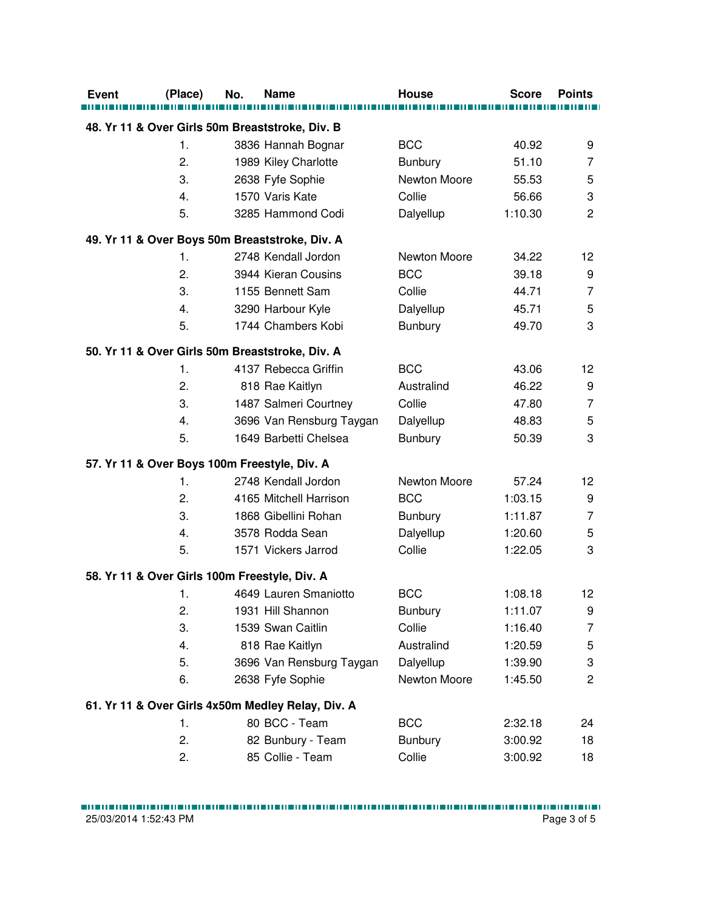| Event | (Place) | No. | Name | House | Score | Points |
|---|---|---|---|---|---|---|
| **48. Yr 11 & Over Girls 50m Breaststroke, Div. B** | | | | | | |
| | 1. | 3836 | Hannah Bognar | BCC | 40.92 | 9 |
| | 2. | 1989 | Kiley Charlotte | Bunbury | 51.10 | 7 |
| | 3. | 2638 | Fyfe Sophie | Newton Moore | 55.53 | 5 |
| | 4. | 1570 | Varis Kate | Collie | 56.66 | 3 |
| | 5. | 3285 | Hammond Codi | Dalyellup | 1:10.30 | 2 |
| **49. Yr 11 & Over Boys 50m Breaststroke, Div. A** | | | | | | |
| | 1. | 2748 | Kendall Jordon | Newton Moore | 34.22 | 12 |
| | 2. | 3944 | Kieran Cousins | BCC | 39.18 | 9 |
| | 3. | 1155 | Bennett Sam | Collie | 44.71 | 7 |
| | 4. | 3290 | Harbour Kyle | Dalyellup | 45.71 | 5 |
| | 5. | 1744 | Chambers Kobi | Bunbury | 49.70 | 3 |
| **50. Yr 11 & Over Girls 50m Breaststroke, Div. A** | | | | | | |
| | 1. | 4137 | Rebecca Griffin | BCC | 43.06 | 12 |
| | 2. | 818 | Rae Kaitlyn | Australind | 46.22 | 9 |
| | 3. | 1487 | Salmeri Courtney | Collie | 47.80 | 7 |
| | 4. | 3696 | Van Rensburg Taygan | Dalyellup | 48.83 | 5 |
| | 5. | 1649 | Barbetti Chelsea | Bunbury | 50.39 | 3 |
| **57. Yr 11 & Over Boys 100m Freestyle, Div. A** | | | | | | |
| | 1. | 2748 | Kendall Jordon | Newton Moore | 57.24 | 12 |
| | 2. | 4165 | Mitchell Harrison | BCC | 1:03.15 | 9 |
| | 3. | 1868 | Gibellini Rohan | Bunbury | 1:11.87 | 7 |
| | 4. | 3578 | Rodda Sean | Dalyellup | 1:20.60 | 5 |
| | 5. | 1571 | Vickers Jarrod | Collie | 1:22.05 | 3 |
| **58. Yr 11 & Over Girls 100m Freestyle, Div. A** | | | | | | |
| | 1. | 4649 | Lauren Smaniotto | BCC | 1:08.18 | 12 |
| | 2. | 1931 | Hill Shannon | Bunbury | 1:11.07 | 9 |
| | 3. | 1539 | Swan Caitlin | Collie | 1:16.40 | 7 |
| | 4. | 818 | Rae Kaitlyn | Australind | 1:20.59 | 5 |
| | 5. | 3696 | Van Rensburg Taygan | Dalyellup | 1:39.90 | 3 |
| | 6. | 2638 | Fyfe Sophie | Newton Moore | 1:45.50 | 2 |
| **61. Yr 11 & Over Girls 4x50m Medley Relay, Div. A** | | | | | | |
| | 1. | 80 | BCC - Team | BCC | 2:32.18 | 24 |
| | 2. | 82 | Bunbury - Team | Bunbury | 3:00.92 | 18 |
| | 2. | 85 | Collie - Team | Collie | 3:00.92 | 18 |

25/03/2014 1:52:43 PM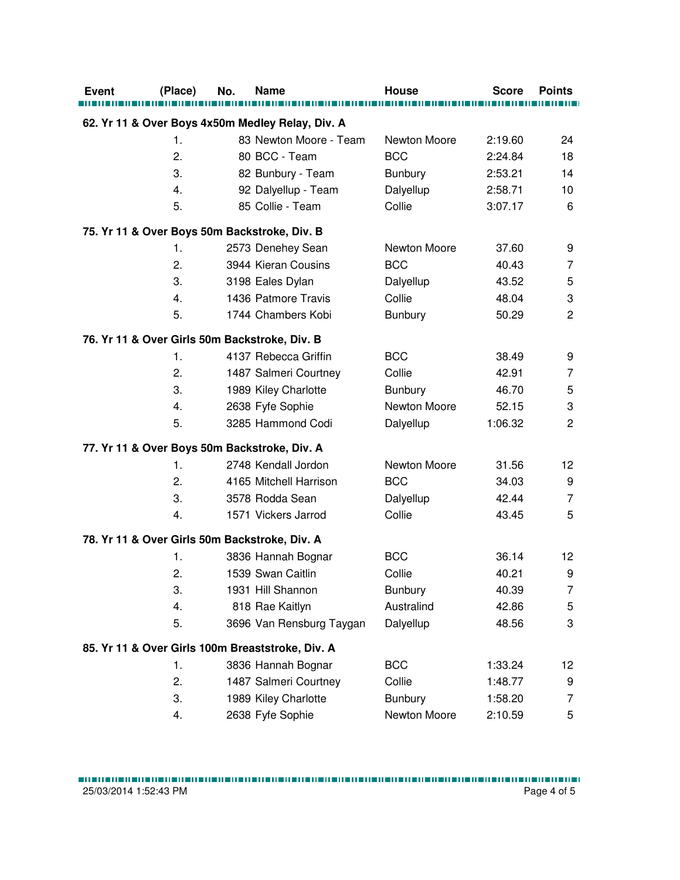| Event | (Place) | No. | Name | House | Score | Points |
|---|---|---|---|---|---|---|
| **62. Yr 11 & Over Boys 4x50m Medley Relay, Div. A** | | | | | | |
| | 1. | 83 | Newton Moore - Team | Newton Moore | 2:19.60 | 24 |
| | 2. | 80 | BCC - Team | BCC | 2:24.84 | 18 |
| | 3. | 82 | Bunbury - Team | Bunbury | 2:53.21 | 14 |
| | 4. | 92 | Dalyellup - Team | Dalyellup | 2:58.71 | 10 |
| | 5. | 85 | Collie - Team | Collie | 3:07.17 | 6 |
| **75. Yr 11 & Over Boys 50m Backstroke, Div. B** | | | | | | |
| | 1. | 2573 | Denehey Sean | Newton Moore | 37.60 | 9 |
| | 2. | 3944 | Kieran Cousins | BCC | 40.43 | 7 |
| | 3. | 3198 | Eales Dylan | Dalyellup | 43.52 | 5 |
| | 4. | 1436 | Patmore Travis | Collie | 48.04 | 3 |
| | 5. | 1744 | Chambers Kobi | Bunbury | 50.29 | 2 |
| **76. Yr 11 & Over Girls 50m Backstroke, Div. B** | | | | | | |
| | 1. | 4137 | Rebecca Griffin | BCC | 38.49 | 9 |
| | 2. | 1487 | Salmeri Courtney | Collie | 42.91 | 7 |
| | 3. | 1989 | Kiley Charlotte | Bunbury | 46.70 | 5 |
| | 4. | 2638 | Fyfe Sophie | Newton Moore | 52.15 | 3 |
| | 5. | 3285 | Hammond Codi | Dalyellup | 1:06.32 | 2 |
| **77. Yr 11 & Over Boys 50m Backstroke, Div. A** | | | | | | |
| | 1. | 2748 | Kendall Jordon | Newton Moore | 31.56 | 12 |
| | 2. | 4165 | Mitchell Harrison | BCC | 34.03 | 9 |
| | 3. | 3578 | Rodda Sean | Dalyellup | 42.44 | 7 |
| | 4. | 1571 | Vickers Jarrod | Collie | 43.45 | 5 |
| **78. Yr 11 & Over Girls 50m Backstroke, Div. A** | | | | | | |
| | 1. | 3836 | Hannah Bognar | BCC | 36.14 | 12 |
| | 2. | 1539 | Swan Caitlin | Collie | 40.21 | 9 |
| | 3. | 1931 | Hill Shannon | Bunbury | 40.39 | 7 |
| | 4. | 818 | Rae Kaitlyn | Australind | 42.86 | 5 |
| | 5. | 3696 | Van Rensburg Taygan | Dalyellup | 48.56 | 3 |
| **85. Yr 11 & Over Girls 100m Breaststroke, Div. A** | | | | | | |
| | 1. | 3836 | Hannah Bognar | BCC | 1:33.24 | 12 |
| | 2. | 1487 | Salmeri Courtney | Collie | 1:48.77 | 9 |
| | 3. | 1989 | Kiley Charlotte | Bunbury | 1:58.20 | 7 |
| | 4. | 2638 | Fyfe Sophie | Newton Moore | 2:10.59 | 5 |

25/03/2014 1:52:43 PM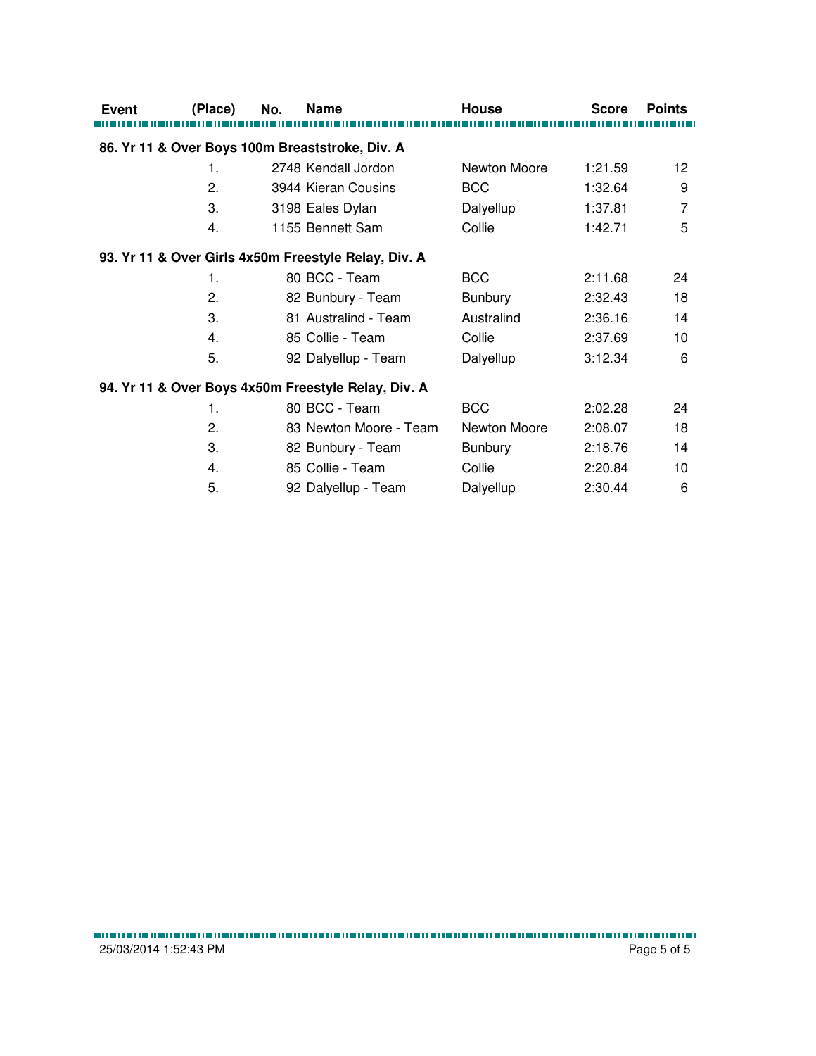| Event | (Place) | No. | Name | House | Score | Points |
|---|---|---|---|---|---|---|
| **86. Yr 11 & Over Boys 100m Breaststroke, Div. A** | | | | | | |
| | 1. | 2748 | Kendall Jordon | Newton Moore | 1:21.59 | 12 |
| | 2. | 3944 | Kieran Cousins | BCC | 1:32.64 | 9 |
| | 3. | 3198 | Eales Dylan | Dalyellup | 1:37.81 | 7 |
| | 4. | 1155 | Bennett Sam | Collie | 1:42.71 | 5 |
| **93. Yr 11 & Over Girls 4x50m Freestyle Relay, Div. A** | | | | | | |
| | 1. | 80 | BCC - Team | BCC | 2:11.68 | 24 |
| | 2. | 82 | Bunbury - Team | Bunbury | 2:32.43 | 18 |
| | 3. | 81 | Australind - Team | Australind | 2:36.16 | 14 |
| | 4. | 85 | Collie - Team | Collie | 2:37.69 | 10 |
| | 5. | 92 | Dalyellup - Team | Dalyellup | 3:12.34 | 6 |
| **94. Yr 11 & Over Boys 4x50m Freestyle Relay, Div. A** | | | | | | |
| | 1. | 80 | BCC - Team | BCC | 2:02.28 | 24 |
| | 2. | 83 | Newton Moore - Team | Newton Moore | 2:08.07 | 18 |
| | 3. | 82 | Bunbury - Team | Bunbury | 2:18.76 | 14 |
| | 4. | 85 | Collie - Team | Collie | 2:20.84 | 10 |
| | 5. | 92 | Dalyellup - Team | Dalyellup | 2:30.44 | 6 |

25/03/2014 1:52:43 PM